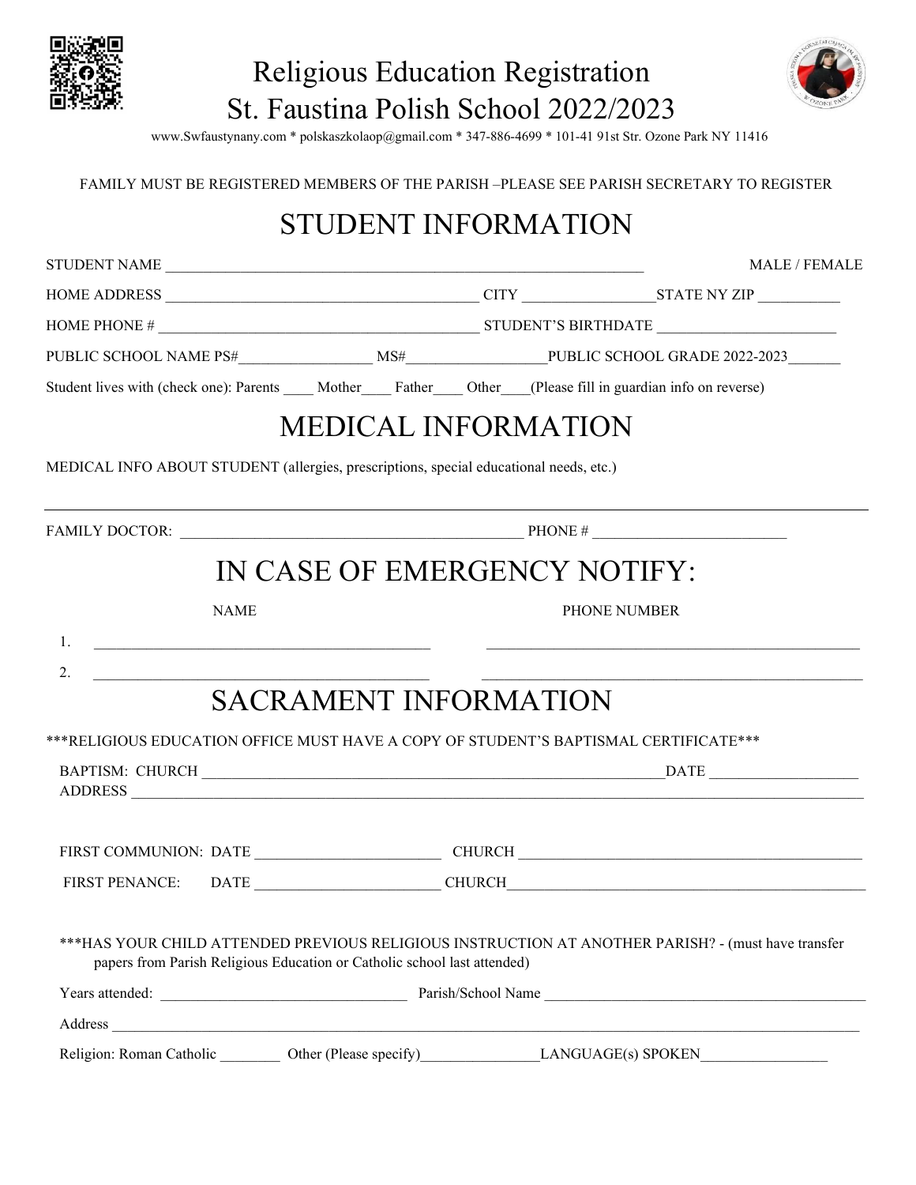# Religious Education Registration
# St. Faustina Polish School 2022/2023

www.Swfaustynany.com * polskaszkolaop@gmail.com * 347-886-4699 * 101-41 91st Str. Ozone Park NY 11416

FAMILY MUST BE REGISTERED MEMBERS OF THE PARISH –PLEASE SEE PARISH SECRETARY TO REGISTER

## STUDENT INFORMATION

STUDENT NAME ______________________________________________________________ MALE / FEMALE

HOME ADDRESS _________________________________________ CITY _________________STATE NY ZIP ___________

HOME PHONE # __________________________________________ STUDENT'S BIRTHDATE _______________________

PUBLIC SCHOOL NAME PS#_________________ MS#_________________PUBLIC SCHOOL GRADE 2022-2023_______

Student lives with (check one): Parents ____ Mother____ Father____ Other____(Please fill in guardian info on reverse)

## MEDICAL INFORMATION

MEDICAL INFO ABOUT STUDENT (allergies, prescriptions, special educational needs, etc.)

_____________________________________________________________________________________________

FAMILY DOCTOR: _____________________________________________ PHONE # __________________________

## IN CASE OF EMERGENCY NOTIFY:

| NAME | PHONE NUMBER |
|---|---|
| 1. ___________________________________________ | _________________________________________________ |
| 2. ___________________________________________ | _________________________________________________ |

## SACRAMENT INFORMATION

***RELIGIOUS EDUCATION OFFICE MUST HAVE A COPY OF STUDENT'S BAPTISMAL CERTIFICATE***

BAPTISM: CHURCH ____________________________________________________________DATE ___________________
ADDRESS _____________________________________________________________________________________________

FIRST COMMUNION: DATE ________________________ CHURCH _____________________________________________

FIRST PENANCE: DATE ________________________ CHURCH_______________________________________________

***HAS YOUR CHILD ATTENDED PREVIOUS RELIGIOUS INSTRUCTION AT ANOTHER PARISH? - (must have transfer papers from Parish Religious Education or Catholic school last attended)

Years attended: ________________________________ Parish/School Name _____________________________________________

Address ___________________________________________________________________________________________________

Religion: Roman Catholic ________ Other (Please specify)_______________LANGUAGE(s) SPOKEN_________________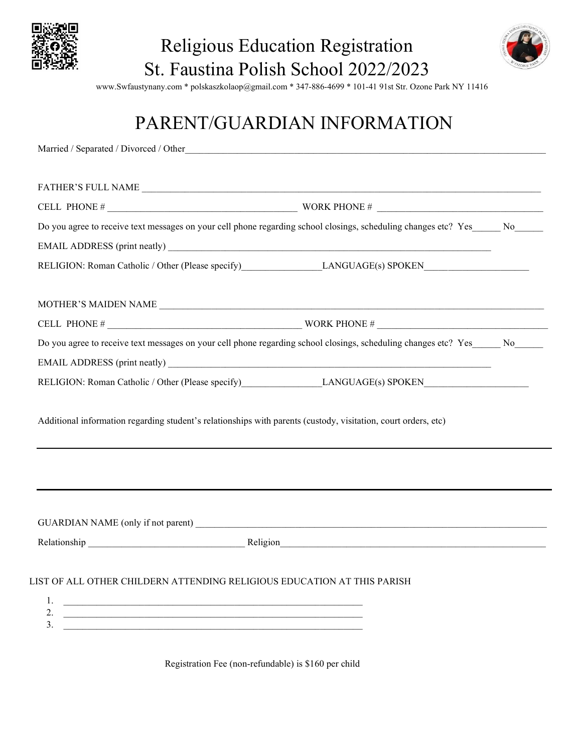# Religious Education Registration
# St. Faustina Polish School 2022/2023

www.Swfaustynany.com * polskaszkolaop@gmail.com * 347-886-4699 * 101-41 91st Str. Ozone Park NY 11416

## PARENT/GUARDIAN INFORMATION

Married / Separated / Divorced / Other________________________________________________________________________________

FATHER'S FULL NAME ____________________________________________________________________________________

CELL PHONE # ________________________________________ WORK PHONE # ___________________________________

Do you agree to receive text messages on your cell phone regarding school closings, scheduling changes etc? Yes______ No______

EMAIL ADDRESS (print neatly) __________________________________________________________________________

RELIGION: Roman Catholic / Other (Please specify)_________________LANGUAGE(s) SPOKEN______________________

MOTHER'S MAIDEN NAME _______________________________________________________________________________

CELL PHONE # _________________________________________ WORK PHONE # ____________________________________

Do you agree to receive text messages on your cell phone regarding school closings, scheduling changes etc? Yes______ No______

EMAIL ADDRESS (print neatly) __________________________________________________________________________

RELIGION: Roman Catholic / Other (Please specify)_________________LANGUAGE(s) SPOKEN______________________

Additional information regarding student's relationships with parents (custody, visitation, court orders, etc)

___

___

GUARDIAN NAME (only if not parent) ______________________________________________________________________

Relationship _________________________________ Religion____________________________________________________________

LIST OF ALL OTHER CHILDERN ATTENDING RELIGIOUS EDUCATION AT THIS PARISH

1. _________________________________________________________________
2. _________________________________________________________________
3. _________________________________________________________________

Registration Fee (non-refundable) is $160 per child